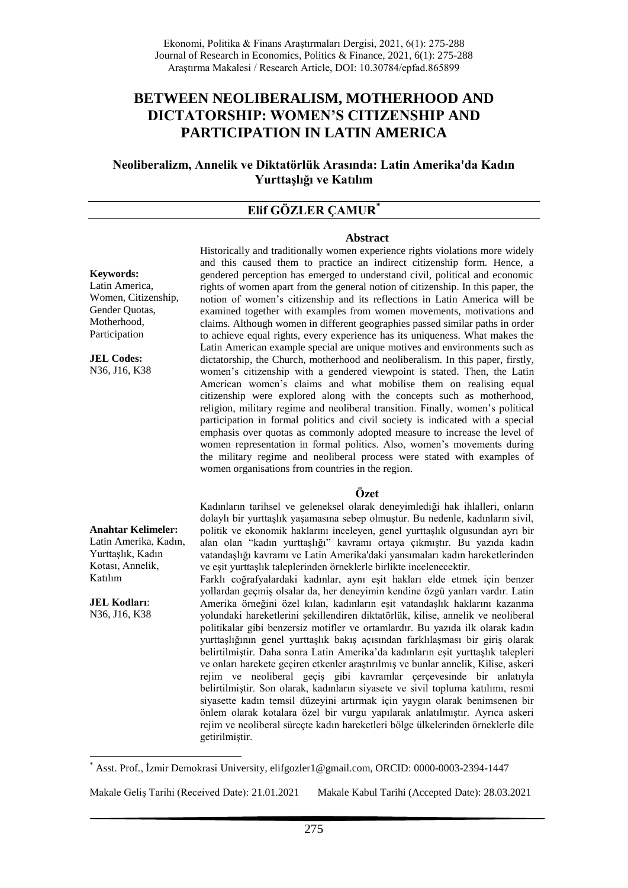# BETWEEN NEOLIBERALISM, MOTHERHOOD AND DICTATORSHIP: WOMEN'S CITIZENSHIP AND PARTICIPATION IN LATIN AMERICA

## Neoliberalizm, Annelik ve Diktatörlük Arasında: Latin Amerika'da Kadın Yurttaşlığı ve Katılım

**Elif GÖZLER ÇAMUR**[*]

### Abstract

**Keywords:** Latin America, Women, Citizenship, Gender Quotas, Motherhood, Participation

**JEL Codes:** N36, J16, K38

Historically and traditionally women experience rights violations more widely and this caused them to practice an indirect citizenship form. Hence, a gendered perception has emerged to understand civil, political and economic rights of women apart from the general notion of citizenship. In this paper, the notion of women's citizenship and its reflections in Latin America will be examined together with examples from women movements, motivations and claims. Although women in different geographies passed similar paths in order to achieve equal rights, every experience has its uniqueness. What makes the Latin American example special are unique motives and environments such as dictatorship, the Church, motherhood and neoliberalism. In this paper, firstly, women's citizenship with a gendered viewpoint is stated. Then, the Latin American women's claims and what mobilise them on realising equal citizenship were explored along with the concepts such as motherhood, religion, military regime and neoliberal transition. Finally, women's political participation in formal politics and civil society is indicated with a special emphasis over quotas as commonly adopted measure to increase the level of women representation in formal politics. Also, women's movements during the military regime and neoliberal process were stated with examples of women organisations from countries in the region.

### Özet

**Anahtar Kelimeler:** Latin Amerika, Kadın, Yurttaşlık, Kadın Kotası, Annelik, Katılım

**JEL Kodları**: N36, J16, K38

Kadınların tarihsel ve geleneksel olarak deneyimlediği hak ihlalleri, onların dolaylı bir yurttaşlık yaşamasına sebep olmuştur. Bu nedenle, kadınların sivil, politik ve ekonomik haklarını inceleyen, genel yurttaşlık olgusundan ayrı bir alan olan "kadın yurttaşlığı" kavramı ortaya çıkmıştır. Bu yazıda kadın vatandaşlığı kavramı ve Latin Amerika'daki yansımaları kadın hareketlerinden ve eşit yurttaşlık taleplerinden örneklerle birlikte incelenecektir.

Farklı coğrafyalardaki kadınlar, aynı eşit hakları elde etmek için benzer yollardan geçmiş olsalar da, her deneyimin kendine özgü yanları vardır. Latin Amerika örneğini özel kılan, kadınların eşit vatandaşlık haklarını kazanma yolundaki hareketlerini şekillendiren diktatörlük, kilise, annelik ve neoliberal politikalar gibi benzersiz motifler ve ortamlardır. Bu yazıda ilk olarak kadın yurttaşlığının genel yurttaşlık bakış açısından farklılaşması bir giriş olarak belirtilmiştir. Daha sonra Latin Amerika'da kadınların eşit yurttaşlık talepleri ve onları harekete geçiren etkenler araştırılmış ve bunlar annelik, Kilise, askeri rejim ve neoliberal geçiş gibi kavramlar çerçevesinde bir anlatıyla belirtilmiştir. Son olarak, kadınların siyasete ve sivil topluma katılımı, resmi siyasette kadın temsil düzeyini artırmak için yaygın olarak benimsenen bir önlem olarak kotalara özel bir vurgu yapılarak anlatılmıştır. Ayrıca askeri rejim ve neoliberal süreçte kadın hareketleri bölge ülkelerinden örneklerle dile getirilmiştir.

[*] Asst. Prof., İzmir Demokrasi University, elifgozler1@gmail.com, ORCID: 0000-0003-2394-1447

Makale Geliş Tarihi (Received Date): 21.01.2021  Makale Kabul Tarihi (Accepted Date): 28.03.2021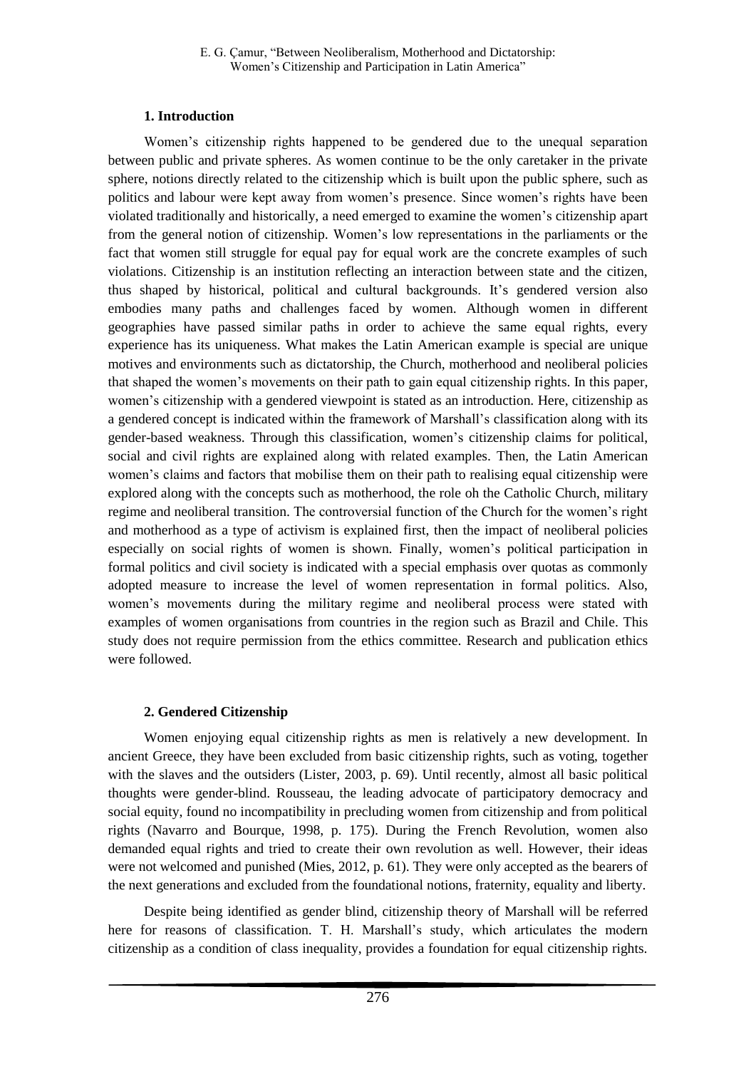## 1. Introduction

Women's citizenship rights happened to be gendered due to the unequal separation between public and private spheres. As women continue to be the only caretaker in the private sphere, notions directly related to the citizenship which is built upon the public sphere, such as politics and labour were kept away from women's presence. Since women's rights have been violated traditionally and historically, a need emerged to examine the women's citizenship apart from the general notion of citizenship. Women's low representations in the parliaments or the fact that women still struggle for equal pay for equal work are the concrete examples of such violations. Citizenship is an institution reflecting an interaction between state and the citizen, thus shaped by historical, political and cultural backgrounds. It's gendered version also embodies many paths and challenges faced by women. Although women in different geographies have passed similar paths in order to achieve the same equal rights, every experience has its uniqueness. What makes the Latin American example is special are unique motives and environments such as dictatorship, the Church, motherhood and neoliberal policies that shaped the women's movements on their path to gain equal citizenship rights. In this paper, women's citizenship with a gendered viewpoint is stated as an introduction. Here, citizenship as a gendered concept is indicated within the framework of Marshall's classification along with its gender-based weakness. Through this classification, women's citizenship claims for political, social and civil rights are explained along with related examples. Then, the Latin American women's claims and factors that mobilise them on their path to realising equal citizenship were explored along with the concepts such as motherhood, the role oh the Catholic Church, military regime and neoliberal transition. The controversial function of the Church for the women's right and motherhood as a type of activism is explained first, then the impact of neoliberal policies especially on social rights of women is shown. Finally, women's political participation in formal politics and civil society is indicated with a special emphasis over quotas as commonly adopted measure to increase the level of women representation in formal politics. Also, women's movements during the military regime and neoliberal process were stated with examples of women organisations from countries in the region such as Brazil and Chile. This study does not require permission from the ethics committee. Research and publication ethics were followed.

## 2. Gendered Citizenship

Women enjoying equal citizenship rights as men is relatively a new development. In ancient Greece, they have been excluded from basic citizenship rights, such as voting, together with the slaves and the outsiders (Lister, 2003, p. 69). Until recently, almost all basic political thoughts were gender-blind. Rousseau, the leading advocate of participatory democracy and social equity, found no incompatibility in precluding women from citizenship and from political rights (Navarro and Bourque, 1998, p. 175). During the French Revolution, women also demanded equal rights and tried to create their own revolution as well. However, their ideas were not welcomed and punished (Mies, 2012, p. 61). They were only accepted as the bearers of the next generations and excluded from the foundational notions, fraternity, equality and liberty.

Despite being identified as gender blind, citizenship theory of Marshall will be referred here for reasons of classification. T. H. Marshall's study, which articulates the modern citizenship as a condition of class inequality, provides a foundation for equal citizenship rights.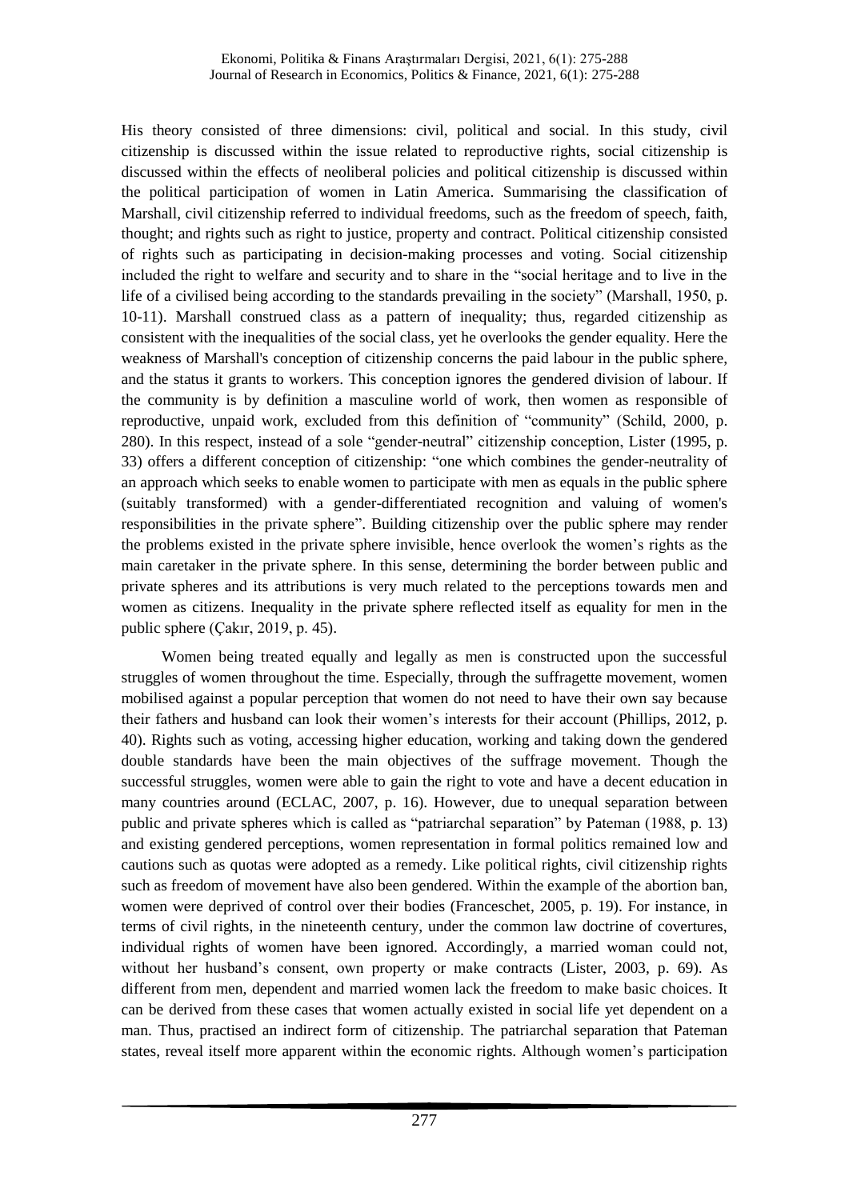His theory consisted of three dimensions: civil, political and social. In this study, civil citizenship is discussed within the issue related to reproductive rights, social citizenship is discussed within the effects of neoliberal policies and political citizenship is discussed within the political participation of women in Latin America. Summarising the classification of Marshall, civil citizenship referred to individual freedoms, such as the freedom of speech, faith, thought; and rights such as right to justice, property and contract. Political citizenship consisted of rights such as participating in decision-making processes and voting. Social citizenship included the right to welfare and security and to share in the "social heritage and to live in the life of a civilised being according to the standards prevailing in the society" (Marshall, 1950, p. 10-11). Marshall construed class as a pattern of inequality; thus, regarded citizenship as consistent with the inequalities of the social class, yet he overlooks the gender equality. Here the weakness of Marshall's conception of citizenship concerns the paid labour in the public sphere, and the status it grants to workers. This conception ignores the gendered division of labour. If the community is by definition a masculine world of work, then women as responsible of reproductive, unpaid work, excluded from this definition of "community" (Schild, 2000, p. 280). In this respect, instead of a sole "gender-neutral" citizenship conception, Lister (1995, p. 33) offers a different conception of citizenship: "one which combines the gender-neutrality of an approach which seeks to enable women to participate with men as equals in the public sphere (suitably transformed) with a gender-differentiated recognition and valuing of women's responsibilities in the private sphere". Building citizenship over the public sphere may render the problems existed in the private sphere invisible, hence overlook the women's rights as the main caretaker in the private sphere. In this sense, determining the border between public and private spheres and its attributions is very much related to the perceptions towards men and women as citizens. Inequality in the private sphere reflected itself as equality for men in the public sphere (Çakır, 2019, p. 45).

Women being treated equally and legally as men is constructed upon the successful struggles of women throughout the time. Especially, through the suffragette movement, women mobilised against a popular perception that women do not need to have their own say because their fathers and husband can look their women's interests for their account (Phillips, 2012, p. 40). Rights such as voting, accessing higher education, working and taking down the gendered double standards have been the main objectives of the suffrage movement. Though the successful struggles, women were able to gain the right to vote and have a decent education in many countries around (ECLAC, 2007, p. 16). However, due to unequal separation between public and private spheres which is called as "patriarchal separation" by Pateman (1988, p. 13) and existing gendered perceptions, women representation in formal politics remained low and cautions such as quotas were adopted as a remedy. Like political rights, civil citizenship rights such as freedom of movement have also been gendered. Within the example of the abortion ban, women were deprived of control over their bodies (Franceschet, 2005, p. 19). For instance, in terms of civil rights, in the nineteenth century, under the common law doctrine of covertures, individual rights of women have been ignored. Accordingly, a married woman could not, without her husband's consent, own property or make contracts (Lister, 2003, p. 69). As different from men, dependent and married women lack the freedom to make basic choices. It can be derived from these cases that women actually existed in social life yet dependent on a man. Thus, practised an indirect form of citizenship. The patriarchal separation that Pateman states, reveal itself more apparent within the economic rights. Although women's participation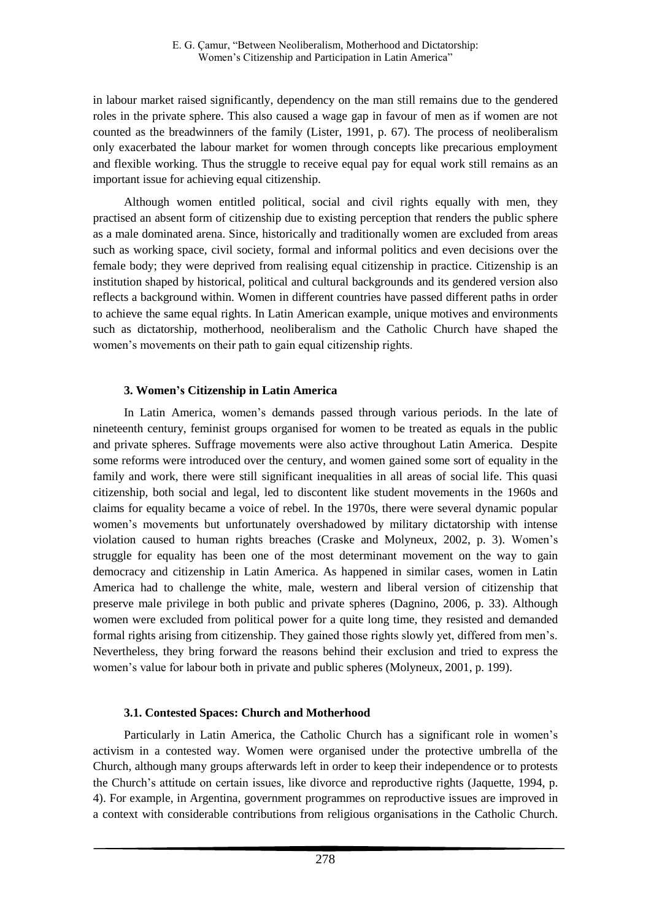in labour market raised significantly, dependency on the man still remains due to the gendered roles in the private sphere. This also caused a wage gap in favour of men as if women are not counted as the breadwinners of the family (Lister, 1991, p. 67). The process of neoliberalism only exacerbated the labour market for women through concepts like precarious employment and flexible working. Thus the struggle to receive equal pay for equal work still remains as an important issue for achieving equal citizenship.

Although women entitled political, social and civil rights equally with men, they practised an absent form of citizenship due to existing perception that renders the public sphere as a male dominated arena. Since, historically and traditionally women are excluded from areas such as working space, civil society, formal and informal politics and even decisions over the female body; they were deprived from realising equal citizenship in practice. Citizenship is an institution shaped by historical, political and cultural backgrounds and its gendered version also reflects a background within. Women in different countries have passed different paths in order to achieve the same equal rights. In Latin American example, unique motives and environments such as dictatorship, motherhood, neoliberalism and the Catholic Church have shaped the women's movements on their path to gain equal citizenship rights.

## 3. Women's Citizenship in Latin America

In Latin America, women's demands passed through various periods. In the late of nineteenth century, feminist groups organised for women to be treated as equals in the public and private spheres. Suffrage movements were also active throughout Latin America. Despite some reforms were introduced over the century, and women gained some sort of equality in the family and work, there were still significant inequalities in all areas of social life. This quasi citizenship, both social and legal, led to discontent like student movements in the 1960s and claims for equality became a voice of rebel. In the 1970s, there were several dynamic popular women's movements but unfortunately overshadowed by military dictatorship with intense violation caused to human rights breaches (Craske and Molyneux, 2002, p. 3). Women's struggle for equality has been one of the most determinant movement on the way to gain democracy and citizenship in Latin America. As happened in similar cases, women in Latin America had to challenge the white, male, western and liberal version of citizenship that preserve male privilege in both public and private spheres (Dagnino, 2006, p. 33). Although women were excluded from political power for a quite long time, they resisted and demanded formal rights arising from citizenship. They gained those rights slowly yet, differed from men's. Nevertheless, they bring forward the reasons behind their exclusion and tried to express the women's value for labour both in private and public spheres (Molyneux, 2001, p. 199).

### 3.1. Contested Spaces: Church and Motherhood

Particularly in Latin America, the Catholic Church has a significant role in women's activism in a contested way. Women were organised under the protective umbrella of the Church, although many groups afterwards left in order to keep their independence or to protests the Church's attitude on certain issues, like divorce and reproductive rights (Jaquette, 1994, p. 4). For example, in Argentina, government programmes on reproductive issues are improved in a context with considerable contributions from religious organisations in the Catholic Church.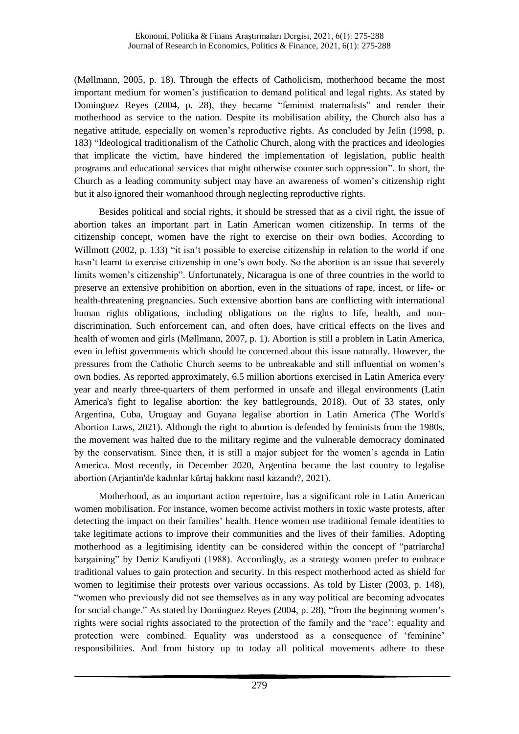(Møllmann, 2005, p. 18). Through the effects of Catholicism, motherhood became the most important medium for women's justification to demand political and legal rights. As stated by Dominguez Reyes (2004, p. 28), they became "feminist maternalists" and render their motherhood as service to the nation. Despite its mobilisation ability, the Church also has a negative attitude, especially on women's reproductive rights. As concluded by Jelin (1998, p. 183) "Ideological traditionalism of the Catholic Church, along with the practices and ideologies that implicate the victim, have hindered the implementation of legislation, public health programs and educational services that might otherwise counter such oppression". In short, the Church as a leading community subject may have an awareness of women's citizenship right but it also ignored their womanhood through neglecting reproductive rights.

Besides political and social rights, it should be stressed that as a civil right, the issue of abortion takes an important part in Latin American women citizenship. In terms of the citizenship concept, women have the right to exercise on their own bodies. According to Willmott (2002, p. 133) "it isn't possible to exercise citizenship in relation to the world if one hasn't learnt to exercise citizenship in one's own body. So the abortion is an issue that severely limits women's citizenship". Unfortunately, Nicaragua is one of three countries in the world to preserve an extensive prohibition on abortion, even in the situations of rape, incest, or life- or health-threatening pregnancies. Such extensive abortion bans are conflicting with international human rights obligations, including obligations on the rights to life, health, and non-discrimination. Such enforcement can, and often does, have critical effects on the lives and health of women and girls (Møllmann, 2007, p. 1). Abortion is still a problem in Latin America, even in leftist governments which should be concerned about this issue naturally. However, the pressures from the Catholic Church seems to be unbreakable and still influential on women's own bodies. As reported approximately, 6.5 million abortions exercised in Latin America every year and nearly three-quarters of them performed in unsafe and illegal environments (Latin America's fight to legalise abortion: the key battlegrounds, 2018). Out of 33 states, only Argentina, Cuba, Uruguay and Guyana legalise abortion in Latin America (The World's Abortion Laws, 2021). Although the right to abortion is defended by feminists from the 1980s, the movement was halted due to the military regime and the vulnerable democracy dominated by the conservatism. Since then, it is still a major subject for the women's agenda in Latin America. Most recently, in December 2020, Argentina became the last country to legalise abortion (Arjantin'de kadınlar kürtaj hakkını nasıl kazandı?, 2021).

Motherhood, as an important action repertoire, has a significant role in Latin American women mobilisation. For instance, women become activist mothers in toxic waste protests, after detecting the impact on their families' health. Hence women use traditional female identities to take legitimate actions to improve their communities and the lives of their families. Adopting motherhood as a legitimising identity can be considered within the concept of "patriarchal bargaining" by Deniz Kandiyoti (1988). Accordingly, as a strategy women prefer to embrace traditional values to gain protection and security. In this respect motherhood acted as shield for women to legitimise their protests over various occassions. As told by Lister (2003, p. 148), "women who previously did not see themselves as in any way political are becoming advocates for social change." As stated by Dominguez Reyes (2004, p. 28), "from the beginning women's rights were social rights associated to the protection of the family and the 'race': equality and protection were combined. Equality was understood as a consequence of 'feminine' responsibilities. And from history up to today all political movements adhere to these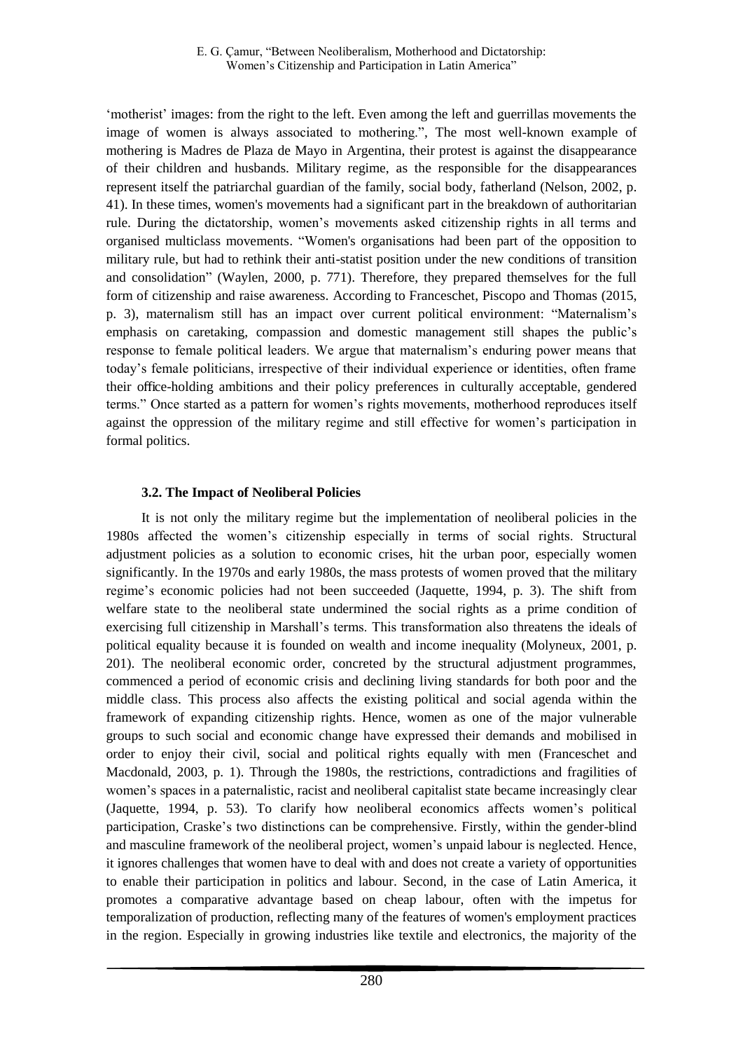'motherist' images: from the right to the left. Even among the left and guerrillas movements the image of women is always associated to mothering.", The most well-known example of mothering is Madres de Plaza de Mayo in Argentina, their protest is against the disappearance of their children and husbands. Military regime, as the responsible for the disappearances represent itself the patriarchal guardian of the family, social body, fatherland (Nelson, 2002, p. 41). In these times, women's movements had a significant part in the breakdown of authoritarian rule. During the dictatorship, women's movements asked citizenship rights in all terms and organised multiclass movements. "Women's organisations had been part of the opposition to military rule, but had to rethink their anti-statist position under the new conditions of transition and consolidation" (Waylen, 2000, p. 771). Therefore, they prepared themselves for the full form of citizenship and raise awareness. According to Franceschet, Piscopo and Thomas (2015, p. 3), maternalism still has an impact over current political environment: "Maternalism's emphasis on caretaking, compassion and domestic management still shapes the public's response to female political leaders. We argue that maternalism's enduring power means that today's female politicians, irrespective of their individual experience or identities, often frame their office-holding ambitions and their policy preferences in culturally acceptable, gendered terms." Once started as a pattern for women's rights movements, motherhood reproduces itself against the oppression of the military regime and still effective for women's participation in formal politics.

### 3.2. The Impact of Neoliberal Policies

It is not only the military regime but the implementation of neoliberal policies in the 1980s affected the women's citizenship especially in terms of social rights. Structural adjustment policies as a solution to economic crises, hit the urban poor, especially women significantly. In the 1970s and early 1980s, the mass protests of women proved that the military regime's economic policies had not been succeeded (Jaquette, 1994, p. 3). The shift from welfare state to the neoliberal state undermined the social rights as a prime condition of exercising full citizenship in Marshall's terms. This transformation also threatens the ideals of political equality because it is founded on wealth and income inequality (Molyneux, 2001, p. 201). The neoliberal economic order, concreted by the structural adjustment programmes, commenced a period of economic crisis and declining living standards for both poor and the middle class. This process also affects the existing political and social agenda within the framework of expanding citizenship rights. Hence, women as one of the major vulnerable groups to such social and economic change have expressed their demands and mobilised in order to enjoy their civil, social and political rights equally with men (Franceschet and Macdonald, 2003, p. 1). Through the 1980s, the restrictions, contradictions and fragilities of women's spaces in a paternalistic, racist and neoliberal capitalist state became increasingly clear (Jaquette, 1994, p. 53). To clarify how neoliberal economics affects women's political participation, Craske's two distinctions can be comprehensive. Firstly, within the gender-blind and masculine framework of the neoliberal project, women's unpaid labour is neglected. Hence, it ignores challenges that women have to deal with and does not create a variety of opportunities to enable their participation in politics and labour. Second, in the case of Latin America, it promotes a comparative advantage based on cheap labour, often with the impetus for temporalization of production, reflecting many of the features of women's employment practices in the region. Especially in growing industries like textile and electronics, the majority of the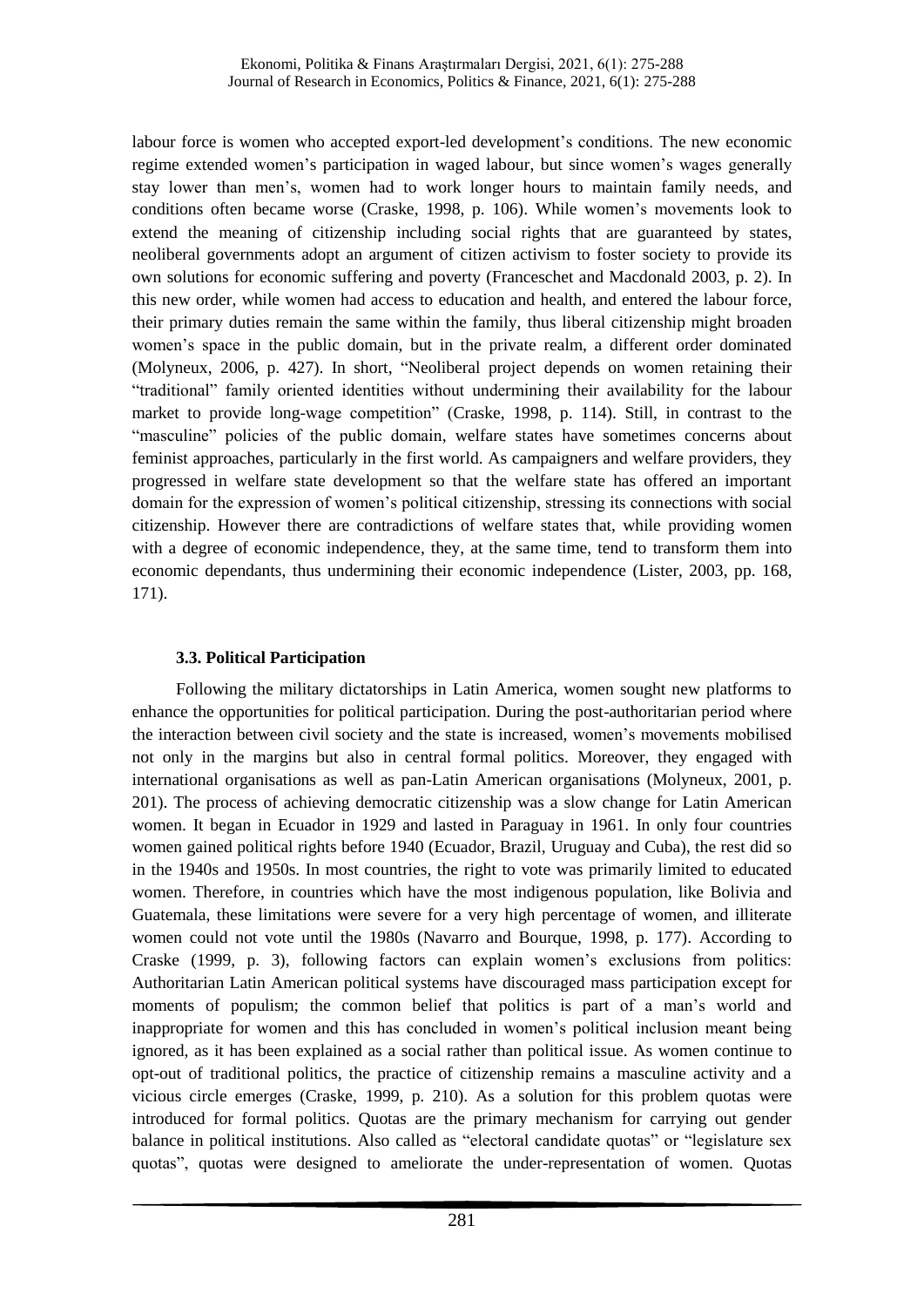labour force is women who accepted export-led development's conditions. The new economic regime extended women's participation in waged labour, but since women's wages generally stay lower than men's, women had to work longer hours to maintain family needs, and conditions often became worse (Craske, 1998, p. 106). While women's movements look to extend the meaning of citizenship including social rights that are guaranteed by states, neoliberal governments adopt an argument of citizen activism to foster society to provide its own solutions for economic suffering and poverty (Franceschet and Macdonald 2003, p. 2). In this new order, while women had access to education and health, and entered the labour force, their primary duties remain the same within the family, thus liberal citizenship might broaden women's space in the public domain, but in the private realm, a different order dominated (Molyneux, 2006, p. 427). In short, "Neoliberal project depends on women retaining their "traditional" family oriented identities without undermining their availability for the labour market to provide long-wage competition" (Craske, 1998, p. 114). Still, in contrast to the "masculine" policies of the public domain, welfare states have sometimes concerns about feminist approaches, particularly in the first world. As campaigners and welfare providers, they progressed in welfare state development so that the welfare state has offered an important domain for the expression of women's political citizenship, stressing its connections with social citizenship. However there are contradictions of welfare states that, while providing women with a degree of economic independence, they, at the same time, tend to transform them into economic dependants, thus undermining their economic independence (Lister, 2003, pp. 168, 171).

### 3.3. Political Participation

Following the military dictatorships in Latin America, women sought new platforms to enhance the opportunities for political participation. During the post-authoritarian period where the interaction between civil society and the state is increased, women's movements mobilised not only in the margins but also in central formal politics. Moreover, they engaged with international organisations as well as pan-Latin American organisations (Molyneux, 2001, p. 201). The process of achieving democratic citizenship was a slow change for Latin American women. It began in Ecuador in 1929 and lasted in Paraguay in 1961. In only four countries women gained political rights before 1940 (Ecuador, Brazil, Uruguay and Cuba), the rest did so in the 1940s and 1950s. In most countries, the right to vote was primarily limited to educated women. Therefore, in countries which have the most indigenous population, like Bolivia and Guatemala, these limitations were severe for a very high percentage of women, and illiterate women could not vote until the 1980s (Navarro and Bourque, 1998, p. 177). According to Craske (1999, p. 3), following factors can explain women's exclusions from politics: Authoritarian Latin American political systems have discouraged mass participation except for moments of populism; the common belief that politics is part of a man's world and inappropriate for women and this has concluded in women's political inclusion meant being ignored, as it has been explained as a social rather than political issue. As women continue to opt-out of traditional politics, the practice of citizenship remains a masculine activity and a vicious circle emerges (Craske, 1999, p. 210). As a solution for this problem quotas were introduced for formal politics. Quotas are the primary mechanism for carrying out gender balance in political institutions. Also called as "electoral candidate quotas" or "legislature sex quotas", quotas were designed to ameliorate the under-representation of women. Quotas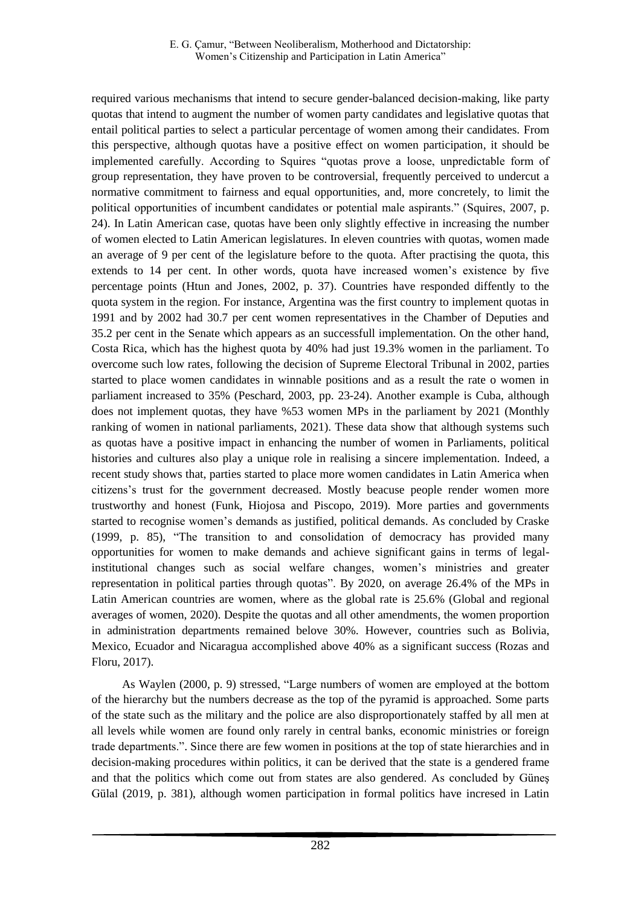required various mechanisms that intend to secure gender-balanced decision-making, like party quotas that intend to augment the number of women party candidates and legislative quotas that entail political parties to select a particular percentage of women among their candidates. From this perspective, although quotas have a positive effect on women participation, it should be implemented carefully. According to Squires "quotas prove a loose, unpredictable form of group representation, they have proven to be controversial, frequently perceived to undercut a normative commitment to fairness and equal opportunities, and, more concretely, to limit the political opportunities of incumbent candidates or potential male aspirants." (Squires, 2007, p. 24). In Latin American case, quotas have been only slightly effective in increasing the number of women elected to Latin American legislatures. In eleven countries with quotas, women made an average of 9 per cent of the legislature before to the quota. After practising the quota, this extends to 14 per cent. In other words, quota have increased women's existence by five percentage points (Htun and Jones, 2002, p. 37). Countries have responded diffently to the quota system in the region. For instance, Argentina was the first country to implement quotas in 1991 and by 2002 had 30.7 per cent women representatives in the Chamber of Deputies and 35.2 per cent in the Senate which appears as an successfull implementation. On the other hand, Costa Rica, which has the highest quota by 40% had just 19.3% women in the parliament. To overcome such low rates, following the decision of Supreme Electoral Tribunal in 2002, parties started to place women candidates in winnable positions and as a result the rate o women in parliament increased to 35% (Peschard, 2003, pp. 23-24). Another example is Cuba, although does not implement quotas, they have %53 women MPs in the parliament by 2021 (Monthly ranking of women in national parliaments, 2021). These data show that although systems such as quotas have a positive impact in enhancing the number of women in Parliaments, political histories and cultures also play a unique role in realising a sincere implementation. Indeed, a recent study shows that, parties started to place more women candidates in Latin America when citizens's trust for the government decreased. Mostly beacuse people render women more trustworthy and honest (Funk, Hiojosa and Piscopo, 2019). More parties and governments started to recognise women's demands as justified, political demands. As concluded by Craske (1999, p. 85), "The transition to and consolidation of democracy has provided many opportunities for women to make demands and achieve significant gains in terms of legal-institutional changes such as social welfare changes, women's ministries and greater representation in political parties through quotas". By 2020, on average 26.4% of the MPs in Latin American countries are women, where as the global rate is 25.6% (Global and regional averages of women, 2020). Despite the quotas and all other amendments, the women proportion in administration departments remained belove 30%. However, countries such as Bolivia, Mexico, Ecuador and Nicaragua accomplished above 40% as a significant success (Rozas and Floru, 2017).

As Waylen (2000, p. 9) stressed, "Large numbers of women are employed at the bottom of the hierarchy but the numbers decrease as the top of the pyramid is approached. Some parts of the state such as the military and the police are also disproportionately staffed by all men at all levels while women are found only rarely in central banks, economic ministries or foreign trade departments.". Since there are few women in positions at the top of state hierarchies and in decision-making procedures within politics, it can be derived that the state is a gendered frame and that the politics which come out from states are also gendered. As concluded by Güneş Gülal (2019, p. 381), although women participation in formal politics have incresed in Latin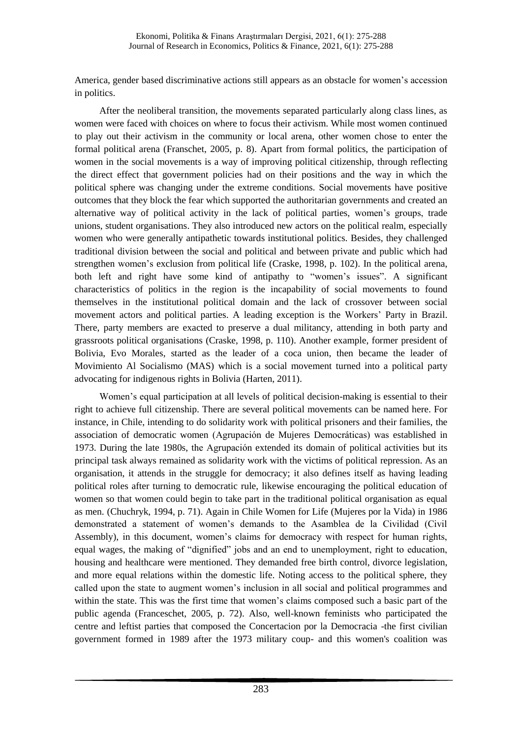America, gender based discriminative actions still appears as an obstacle for women's accession in politics.

After the neoliberal transition, the movements separated particularly along class lines, as women were faced with choices on where to focus their activism. While most women continued to play out their activism in the community or local arena, other women chose to enter the formal political arena (Franschet, 2005, p. 8). Apart from formal politics, the participation of women in the social movements is a way of improving political citizenship, through reflecting the direct effect that government policies had on their positions and the way in which the political sphere was changing under the extreme conditions. Social movements have positive outcomes that they block the fear which supported the authoritarian governments and created an alternative way of political activity in the lack of political parties, women's groups, trade unions, student organisations. They also introduced new actors on the political realm, especially women who were generally antipathetic towards institutional politics. Besides, they challenged traditional division between the social and political and between private and public which had strengthen women's exclusion from political life (Craske, 1998, p. 102). In the political arena, both left and right have some kind of antipathy to "women's issues". A significant characteristics of politics in the region is the incapability of social movements to found themselves in the institutional political domain and the lack of crossover between social movement actors and political parties. A leading exception is the Workers' Party in Brazil. There, party members are exacted to preserve a dual militancy, attending in both party and grassroots political organisations (Craske, 1998, p. 110). Another example, former president of Bolivia, Evo Morales, started as the leader of a coca union, then became the leader of Movimiento Al Socialismo (MAS) which is a social movement turned into a political party advocating for indigenous rights in Bolivia (Harten, 2011).

Women's equal participation at all levels of political decision-making is essential to their right to achieve full citizenship. There are several political movements can be named here. For instance, in Chile, intending to do solidarity work with political prisoners and their families, the association of democratic women (Agrupación de Mujeres Democráticas) was established in 1973. During the late 1980s, the Agrupación extended its domain of political activities but its principal task always remained as solidarity work with the victims of political repression. As an organisation, it attends in the struggle for democracy; it also defines itself as having leading political roles after turning to democratic rule, likewise encouraging the political education of women so that women could begin to take part in the traditional political organisation as equal as men. (Chuchryk, 1994, p. 71). Again in Chile Women for Life (Mujeres por la Vida) in 1986 demonstrated a statement of women's demands to the Asamblea de la Civilidad (Civil Assembly), in this document, women's claims for democracy with respect for human rights, equal wages, the making of "dignified" jobs and an end to unemployment, right to education, housing and healthcare were mentioned. They demanded free birth control, divorce legislation, and more equal relations within the domestic life. Noting access to the political sphere, they called upon the state to augment women's inclusion in all social and political programmes and within the state. This was the first time that women's claims composed such a basic part of the public agenda (Franceschet, 2005, p. 72). Also, well-known feminists who participated the centre and leftist parties that composed the Concertacion por la Democracia -the first civilian government formed in 1989 after the 1973 military coup- and this women's coalition was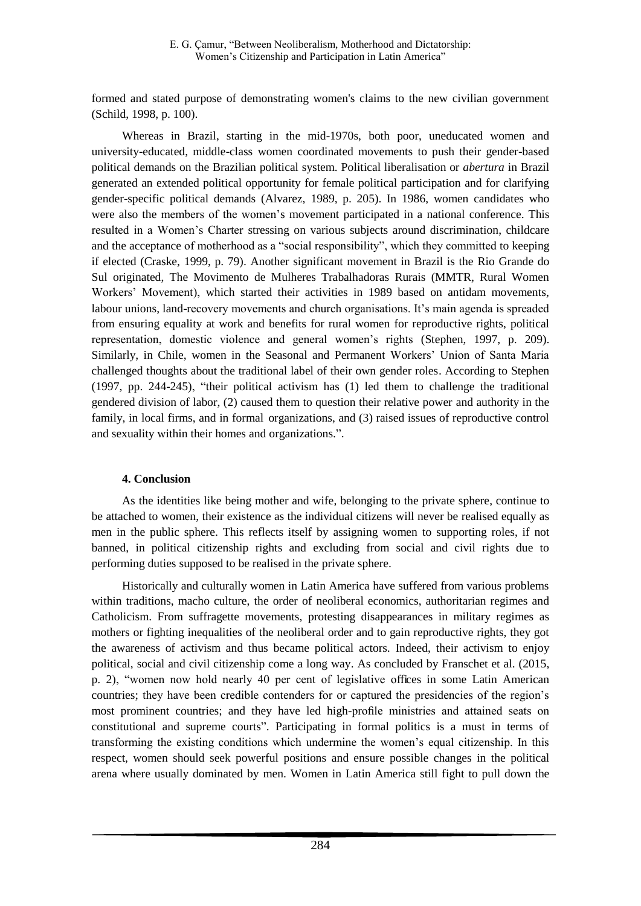formed and stated purpose of demonstrating women's claims to the new civilian government (Schild, 1998, p. 100).

Whereas in Brazil, starting in the mid-1970s, both poor, uneducated women and university-educated, middle-class women coordinated movements to push their gender-based political demands on the Brazilian political system. Political liberalisation or *abertura* in Brazil generated an extended political opportunity for female political participation and for clarifying gender-specific political demands (Alvarez, 1989, p. 205). In 1986, women candidates who were also the members of the women's movement participated in a national conference. This resulted in a Women's Charter stressing on various subjects around discrimination, childcare and the acceptance of motherhood as a "social responsibility", which they committed to keeping if elected (Craske, 1999, p. 79). Another significant movement in Brazil is the Rio Grande do Sul originated, The Movimento de Mulheres Trabalhadoras Rurais (MMTR, Rural Women Workers' Movement), which started their activities in 1989 based on antidam movements, labour unions, land-recovery movements and church organisations. It's main agenda is spreaded from ensuring equality at work and benefits for rural women for reproductive rights, political representation, domestic violence and general women's rights (Stephen, 1997, p. 209). Similarly, in Chile, women in the Seasonal and Permanent Workers' Union of Santa Maria challenged thoughts about the traditional label of their own gender roles. According to Stephen (1997, pp. 244-245), "their political activism has (1) led them to challenge the traditional gendered division of labor, (2) caused them to question their relative power and authority in the family, in local firms, and in formal organizations, and (3) raised issues of reproductive control and sexuality within their homes and organizations.".

## 4. Conclusion

As the identities like being mother and wife, belonging to the private sphere, continue to be attached to women, their existence as the individual citizens will never be realised equally as men in the public sphere. This reflects itself by assigning women to supporting roles, if not banned, in political citizenship rights and excluding from social and civil rights due to performing duties supposed to be realised in the private sphere.

Historically and culturally women in Latin America have suffered from various problems within traditions, macho culture, the order of neoliberal economics, authoritarian regimes and Catholicism. From suffragette movements, protesting disappearances in military regimes as mothers or fighting inequalities of the neoliberal order and to gain reproductive rights, they got the awareness of activism and thus became political actors. Indeed, their activism to enjoy political, social and civil citizenship come a long way. As concluded by Franschet et al. (2015, p. 2), "women now hold nearly 40 per cent of legislative offices in some Latin American countries; they have been credible contenders for or captured the presidencies of the region's most prominent countries; and they have led high-profile ministries and attained seats on constitutional and supreme courts". Participating in formal politics is a must in terms of transforming the existing conditions which undermine the women's equal citizenship. In this respect, women should seek powerful positions and ensure possible changes in the political arena where usually dominated by men. Women in Latin America still fight to pull down the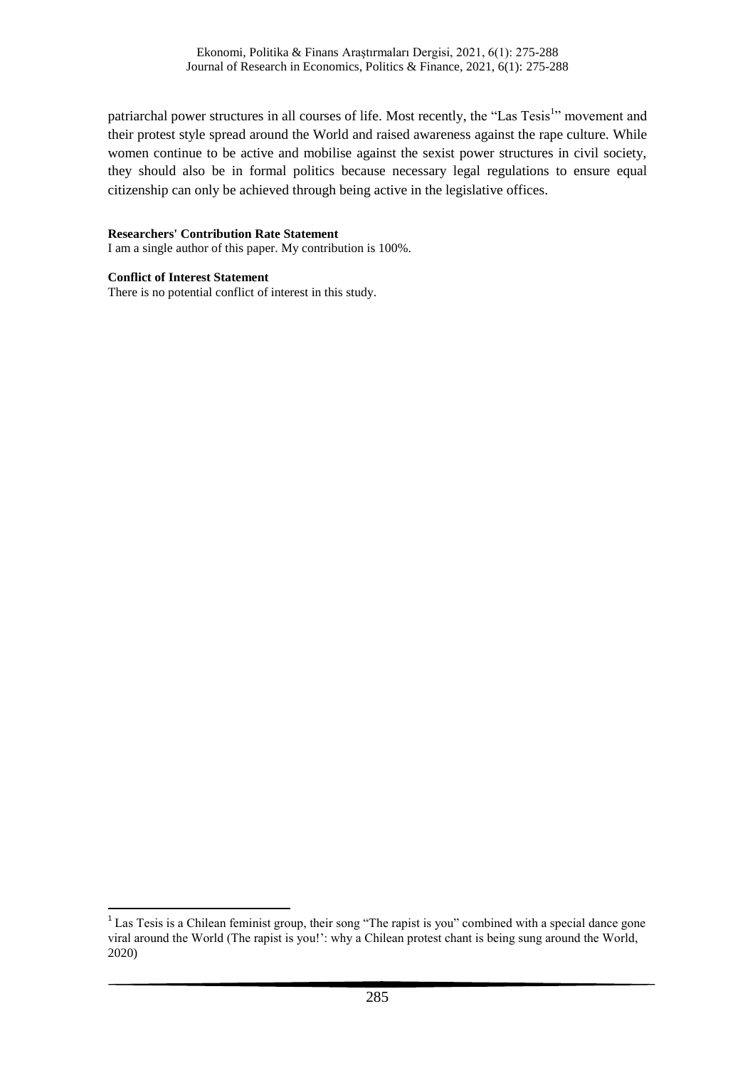patriarchal power structures in all courses of life. Most recently, the "Las Tesis[1]" movement and their protest style spread around the World and raised awareness against the rape culture. While women continue to be active and mobilise against the sexist power structures in civil society, they should also be in formal politics because necessary legal regulations to ensure equal citizenship can only be achieved through being active in the legislative offices.

**Researchers' Contribution Rate Statement**

I am a single author of this paper. My contribution is 100%.

**Conflict of Interest Statement**

There is no potential conflict of interest in this study.

[1] Las Tesis is a Chilean feminist group, their song "The rapist is you" combined with a special dance gone viral around the World (The rapist is you!': why a Chilean protest chant is being sung around the World, 2020)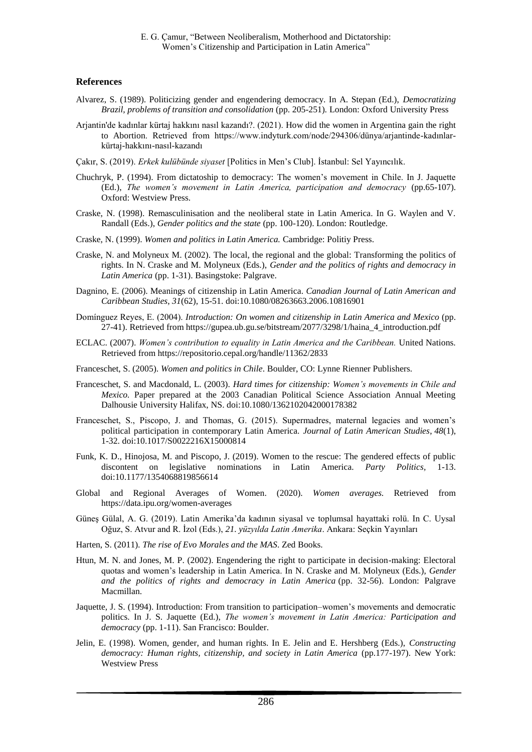## References

Alvarez, S. (1989). Politicizing gender and engendering democracy. In A. Stepan (Ed.), *Democratizing Brazil, problems of transition and consolidation* (pp. 205-251). London: Oxford University Press

Arjantin'de kadınlar kürtaj hakkını nasıl kazandı?. (2021). How did the women in Argentina gain the right to Abortion. Retrieved from https://www.indyturk.com/node/294306/dünya/arjantinde-kadınlar-kürtaj-hakkını-nasıl-kazandı

Çakır, S. (2019). *Erkek kulübünde siyaset* [Politics in Men's Club]. İstanbul: Sel Yayıncılık.

Chuchryk, P. (1994). From dictatoship to democracy: The women's movement in Chile. In J. Jaquette (Ed.), *The women's movement in Latin America, participation and democracy* (pp.65-107). Oxford: Westview Press.

Craske, N. (1998). Remasculinisation and the neoliberal state in Latin America. In G. Waylen and V. Randall (Eds.), *Gender politics and the state* (pp. 100-120). London: Routledge.

Craske, N. (1999). *Women and politics in Latin America.* Cambridge: Politiy Press.

Craske, N. and Molyneux M. (2002). The local, the regional and the global: Transforming the politics of rights. In N. Craske and M. Molyneux (Eds.), *Gender and the politics of rights and democracy in Latin America* (pp. 1-31). Basingstoke: Palgrave.

Dagnino, E. (2006). Meanings of citizenship in Latin America. *Canadian Journal of Latin American and Caribbean Studies, 31*(62), 15-51. doi:10.1080/08263663.2006.10816901

Domínguez Reyes, E. (2004). *Introduction: On women and citizenship in Latin America and Mexico* (pp. 27-41). Retrieved from https://gupea.ub.gu.se/bitstream/2077/3298/1/haina_4_introduction.pdf

ECLAC. (2007). *Women's contribution to equality in Latin America and the Caribbean.* United Nations. Retrieved from https://repositorio.cepal.org/handle/11362/2833

Franceschet, S. (2005). *Women and politics in Chile*. Boulder, CO: Lynne Rienner Publishers.

Franceschet, S. and Macdonald, L. (2003). *Hard times for citizenship: Women's movements in Chile and Mexico.* Paper prepared at the 2003 Canadian Political Science Association Annual Meeting Dalhousie University Halifax, NS. doi:10.1080/1362102042000178382

Franceschet, S., Piscopo, J. and Thomas, G. (2015). Supermadres, maternal legacies and women's political participation in contemporary Latin America. *Journal of Latin American Studies*, *48*(1), 1-32. doi:10.1017/S0022216X15000814

Funk, K. D., Hinojosa, M. and Piscopo, J. (2019). Women to the rescue: The gendered effects of public discontent on legislative nominations in Latin America. *Party Politics*, 1-13. doi:10.1177/1354068819856614

Global and Regional Averages of Women. (2020). *Women averages.* Retrieved from https://data.ipu.org/women-averages

Güneş Gülal, A. G. (2019). Latin Amerika'da kadının siyasal ve toplumsal hayattaki rolü. In C. Uysal Oğuz, S. Atvur and R. İzol (Eds.), *21. yüzyılda Latin Amerika*. Ankara: Seçkin Yayınları

Harten, S. (2011). *The rise of Evo Morales and the MAS*. Zed Books.

Htun, M. N. and Jones, M. P. (2002). Engendering the right to participate in decision-making: Electoral quotas and women's leadership in Latin America. In N. Craske and M. Molyneux (Eds.), *Gender and the politics of rights and democracy in Latin America* (pp. 32-56). London: Palgrave Macmillan.

Jaquette, J. S. (1994). Introduction: From transition to participation–women's movements and democratic politics. In J. S. Jaquette (Ed.), *The women's movement in Latin America: Participation and democracy* (pp. 1-11). San Francisco: Boulder.

Jelin, E. (1998). Women, gender, and human rights. In E. Jelin and E. Hershberg (Eds.), *Constructing democracy: Human rights, citizenship, and society in Latin America* (pp.177-197). New York: Westview Press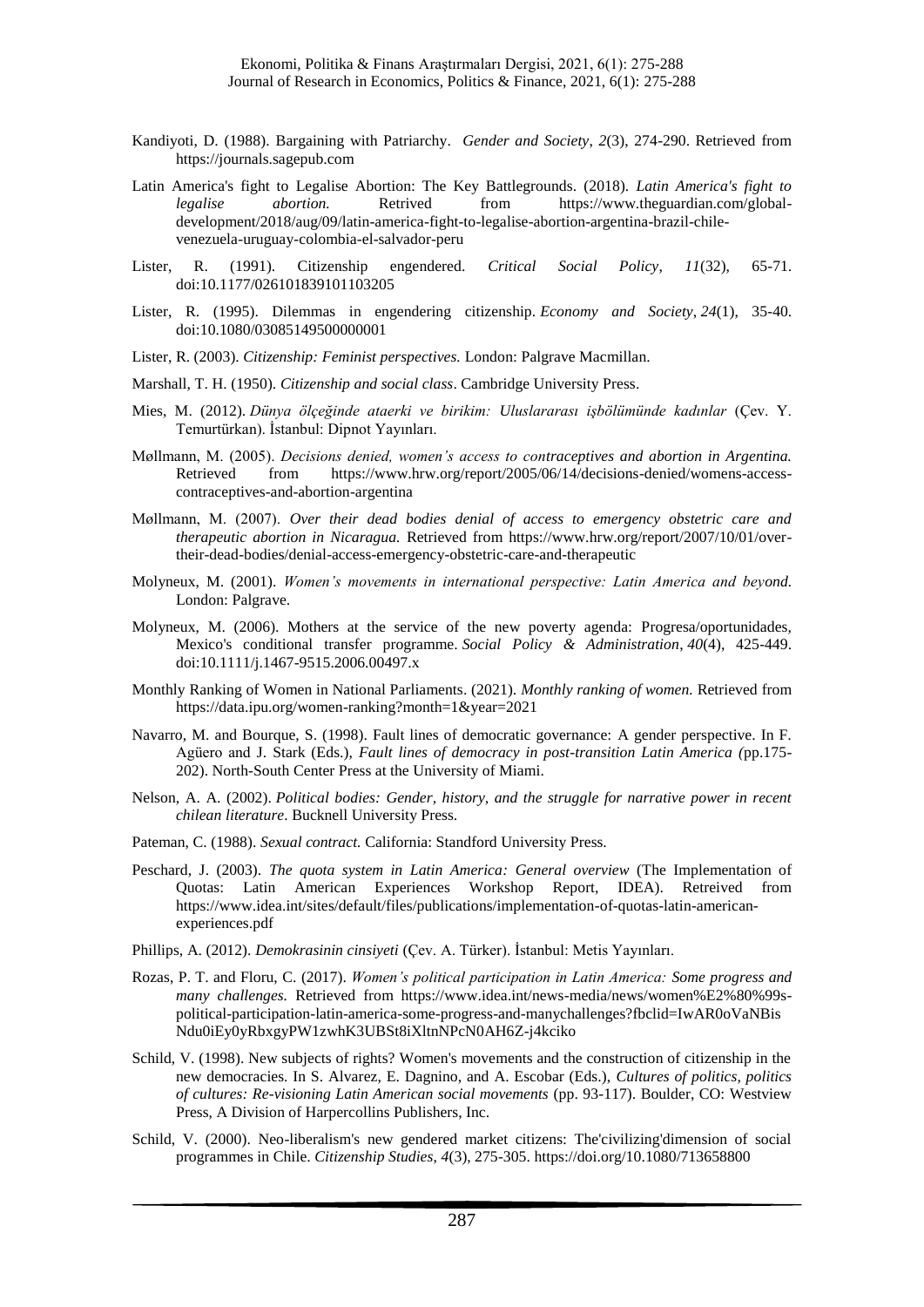Kandiyoti, D. (1988). Bargaining with Patriarchy. *Gender and Society*, *2*(3), 274-290. Retrieved from https://journals.sagepub.com

Latin America's fight to Legalise Abortion: The Key Battlegrounds. (2018). *Latin America's fight to legalise abortion.* Retrived from https://www.theguardian.com/global-development/2018/aug/09/latin-america-fight-to-legalise-abortion-argentina-brazil-chile-venezuela-uruguay-colombia-el-salvador-peru

Lister, R. (1991). Citizenship engendered. *Critical Social Policy*, *11*(32), 65-71. doi:10.1177/026101839101103205

Lister, R. (1995). Dilemmas in engendering citizenship. *Economy and Society*, *24*(1), 35-40. doi:10.1080/03085149500000001

Lister, R. (2003). *Citizenship: Feminist perspectives.* London: Palgrave Macmillan.

Marshall, T. H. (1950). *Citizenship and social class*. Cambridge University Press.

Mies, M. (2012). *Dünya ölçeğinde ataerki ve birikim: Uluslararası işbölümünde kadınlar* (Çev. Y. Temurtürkan). İstanbul: Dipnot Yayınları.

Møllmann, M. (2005). *Decisions denied, women's access to contraceptives and abortion in Argentina.* Retrieved from https://www.hrw.org/report/2005/06/14/decisions-denied/womens-access-contraceptives-and-abortion-argentina

Møllmann, M. (2007). *Over their dead bodies denial of access to emergency obstetric care and therapeutic abortion in Nicaragua.* Retrieved from https://www.hrw.org/report/2007/10/01/over-their-dead-bodies/denial-access-emergency-obstetric-care-and-therapeutic

Molyneux, M. (2001). *Women's movements in international perspective: Latin America and beyond.* London: Palgrave.

Molyneux, M. (2006). Mothers at the service of the new poverty agenda: Progresa/oportunidades, Mexico's conditional transfer programme. *Social Policy & Administration*, *40*(4), 425-449. doi:10.1111/j.1467-9515.2006.00497.x

Monthly Ranking of Women in National Parliaments. (2021). *Monthly ranking of women.* Retrieved from https://data.ipu.org/women-ranking?month=1&year=2021

Navarro, M. and Bourque, S. (1998). Fault lines of democratic governance: A gender perspective. In F. Agüero and J. Stark (Eds.), *Fault lines of democracy in post-transition Latin America (*pp.175-202). North-South Center Press at the University of Miami.

Nelson, A. A. (2002). *Political bodies: Gender, history, and the struggle for narrative power in recent chilean literature*. Bucknell University Press.

Pateman, C. (1988). *Sexual contract.* California: Standford University Press.

Peschard, J. (2003). *The quota system in Latin America: General overview* (The Implementation of Quotas: Latin American Experiences Workshop Report, IDEA). Retreived from https://www.idea.int/sites/default/files/publications/implementation-of-quotas-latin-american-experiences.pdf

Phillips, A. (2012). *Demokrasinin cinsiyeti* (Çev. A. Türker). İstanbul: Metis Yayınları.

Rozas, P. T. and Floru, C. (2017). *Women's political participation in Latin America: Some progress and many challenges.* Retrieved from https://www.idea.int/news-media/news/women%E2%80%99s-political-participation-latin-america-some-progress-and-manychallenges?fbclid=IwAR0oVaNBisNdu0iEy0yRbxgyPW1zwhK3UBSt8iXltnNPcN0AH6Z-j4kciko

Schild, V. (1998). New subjects of rights? Women's movements and the construction of citizenship in the new democracies. In S. Alvarez, E. Dagnino, and A. Escobar (Eds.), *Cultures of politics, politics of cultures: Re-visioning Latin American social movements* (pp. 93-117). Boulder, CO: Westview Press, A Division of Harpercollins Publishers, Inc.

Schild, V. (2000). Neo-liberalism's new gendered market citizens: The'civilizing'dimension of social programmes in Chile. *Citizenship Studies*, *4*(3), 275-305. https://doi.org/10.1080/713658800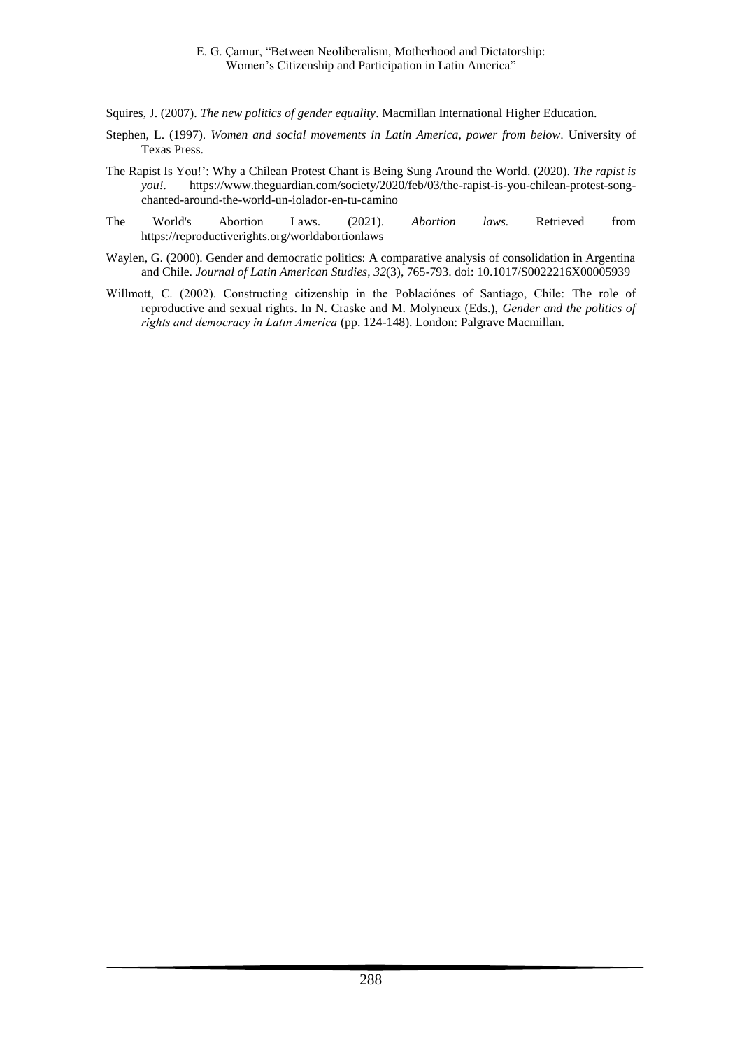Squires, J. (2007). *The new politics of gender equality*. Macmillan International Higher Education.

Stephen, L. (1997). *Women and social movements in Latin America, power from below*. University of Texas Press.

The Rapist Is You!': Why a Chilean Protest Chant is Being Sung Around the World. (2020). *The rapist is you!*. https://www.theguardian.com/society/2020/feb/03/the-rapist-is-you-chilean-protest-song-chanted-around-the-world-un-iolador-en-tu-camino

The World's Abortion Laws. (2021). *Abortion laws.* Retrieved from https://reproductiverights.org/worldabortionlaws

Waylen, G. (2000). Gender and democratic politics: A comparative analysis of consolidation in Argentina and Chile. *Journal of Latin American Studies*, *32*(3), 765-793. doi: 10.1017/S0022216X00005939

Willmott, C. (2002). Constructing citizenship in the Poblaciónes of Santiago, Chile: The role of reproductive and sexual rights. In N. Craske and M. Molyneux (Eds.), *Gender and the politics of rights and democracy in Latın America* (pp. 124-148). London: Palgrave Macmillan.